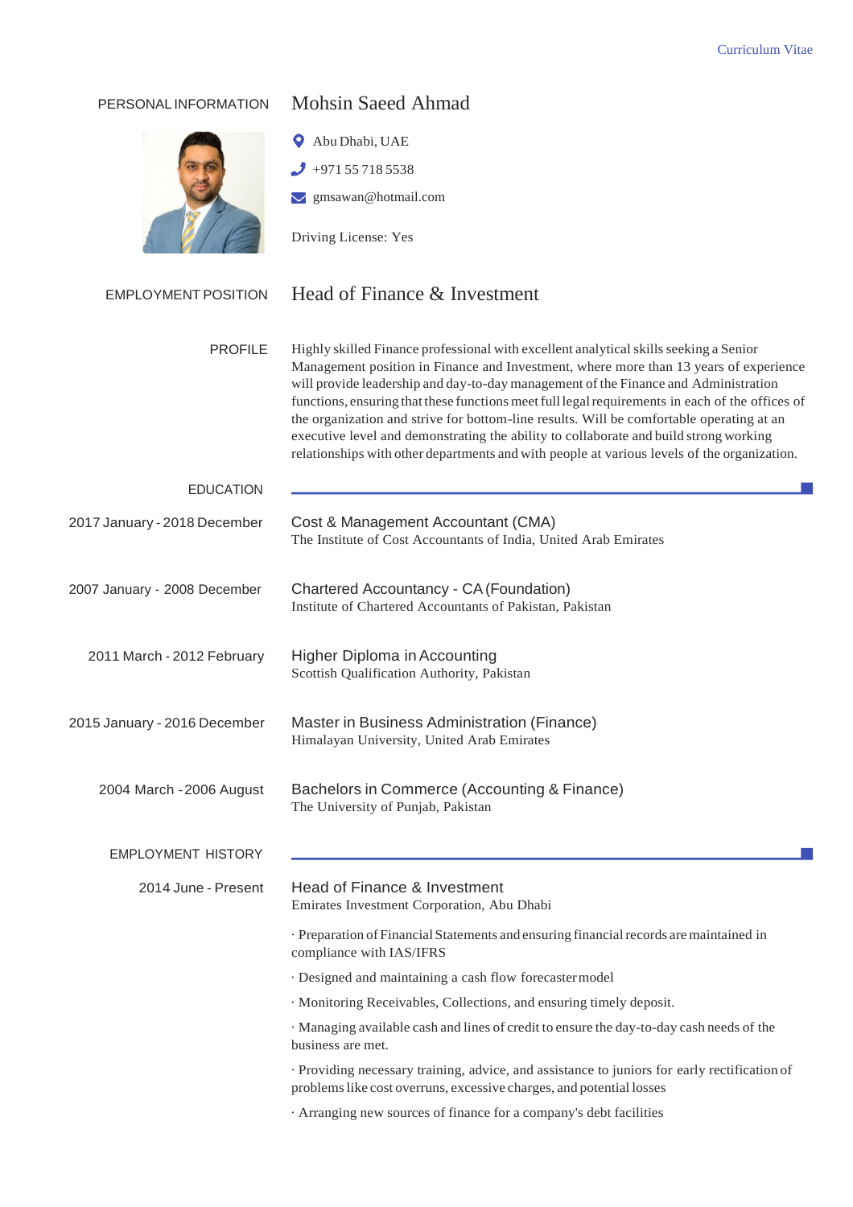Curriculum Vitae

## PERSONAL INFORMATION

# Mohsin Saeed Ahmad

Abu Dhabi, UAE

+971 55 718 5538

gmsawan@hotmail.com

Driving License: Yes

## EMPLOYMENT POSITION

Head of Finance & Investment

## PROFILE

Highly skilled Finance professional with excellent analytical skills seeking a Senior Management position in Finance and Investment, where more than 13 years of experience will provide leadership and day-to-day management of the Finance and Administration functions, ensuring that these functions meet full legal requirements in each of the offices of the organization and strive for bottom-line results. Will be comfortable operating at an executive level and demonstrating the ability to collaborate and build strong working relationships with other departments and with people at various levels of the organization.

## EDUCATION

**2017 January - 2018 December**

Cost & Management Accountant (CMA)
The Institute of Cost Accountants of India, United Arab Emirates

**2007 January - 2008 December**

Chartered Accountancy - CA (Foundation)
Institute of Chartered Accountants of Pakistan, Pakistan

**2011 March - 2012 February**

Higher Diploma in Accounting
Scottish Qualification Authority, Pakistan

**2015 January - 2016 December**

Master in Business Administration (Finance)
Himalayan University, United Arab Emirates

**2004 March - 2006 August**

Bachelors in Commerce (Accounting & Finance)
The University of Punjab, Pakistan

## EMPLOYMENT HISTORY

**2014 June - Present**

Head of Finance & Investment
Emirates Investment Corporation, Abu Dhabi

· Preparation of Financial Statements and ensuring financial records are maintained in compliance with IAS/IFRS

· Designed and maintaining a cash flow forecaster model

· Monitoring Receivables, Collections, and ensuring timely deposit.

· Managing available cash and lines of credit to ensure the day-to-day cash needs of the business are met.

· Providing necessary training, advice, and assistance to juniors for early rectification of problems like cost overruns, excessive charges, and potential losses

· Arranging new sources of finance for a company's debt facilities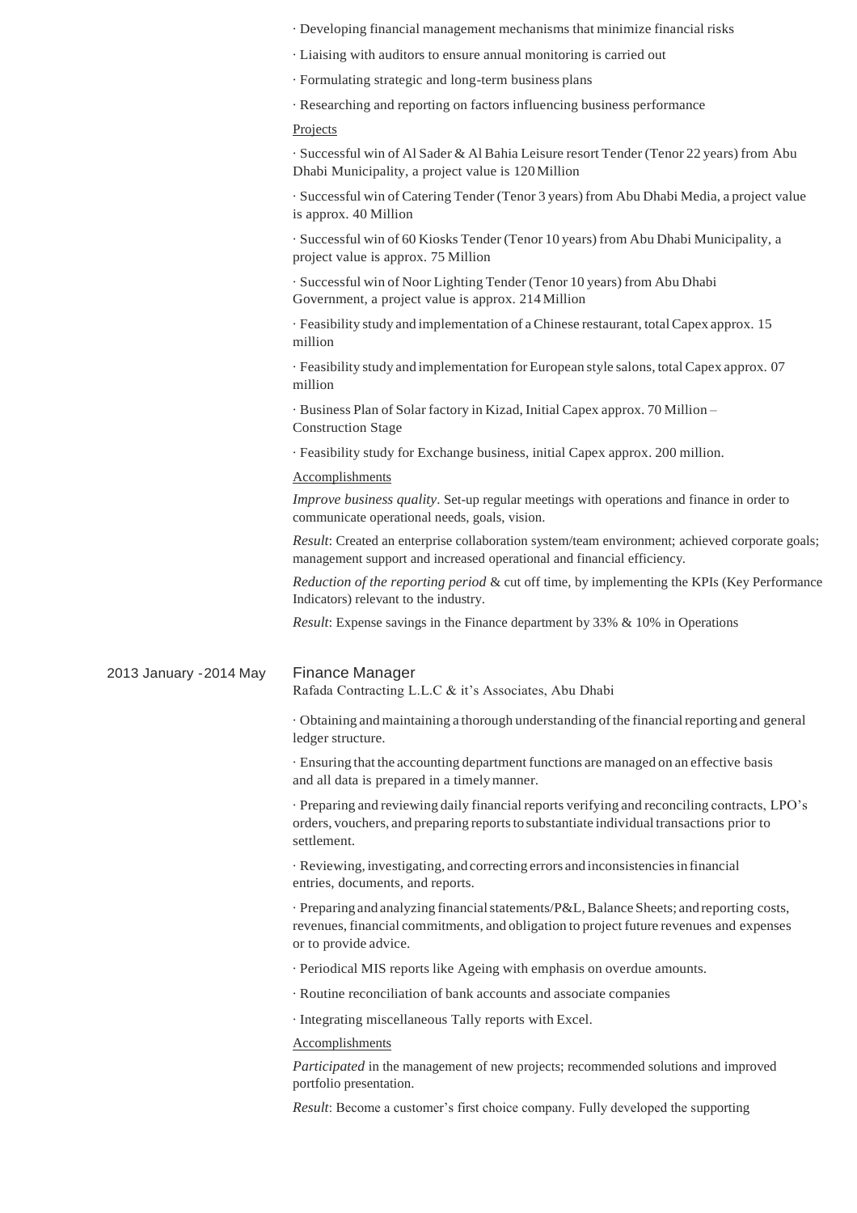· Developing financial management mechanisms that minimize financial risks

· Liaising with auditors to ensure annual monitoring is carried out

· Formulating strategic and long-term business plans

· Researching and reporting on factors influencing business performance

Projects

· Successful win of Al Sader & Al Bahia Leisure resort Tender (Tenor 22 years) from Abu Dhabi Municipality, a project value is 120 Million

· Successful win of Catering Tender (Tenor 3 years) from Abu Dhabi Media, a project value is approx. 40 Million

· Successful win of 60 Kiosks Tender (Tenor 10 years) from Abu Dhabi Municipality, a project value is approx. 75 Million

· Successful win of Noor Lighting Tender (Tenor 10 years) from Abu Dhabi Government, a project value is approx. 214 Million

· Feasibility study and implementation of a Chinese restaurant, total Capex approx. 15 million

· Feasibility study and implementation for European style salons, total Capex approx. 07 million

· Business Plan of Solar factory in Kizad, Initial Capex approx. 70 Million – Construction Stage

· Feasibility study for Exchange business, initial Capex approx. 200 million.

Accomplishments

*Improve business quality*. Set-up regular meetings with operations and finance in order to communicate operational needs, goals, vision.

*Result*: Created an enterprise collaboration system/team environment; achieved corporate goals; management support and increased operational and financial efficiency.

*Reduction of the reporting period* & cut off time, by implementing the KPIs (Key Performance Indicators) relevant to the industry.

*Result*: Expense savings in the Finance department by 33% & 10% in Operations

2013 January - 2014 May

### Finance Manager

Rafada Contracting L.L.C & it's Associates, Abu Dhabi

· Obtaining and maintaining a thorough understanding of the financial reporting and general ledger structure.

· Ensuring that the accounting department functions are managed on an effective basis and all data is prepared in a timely manner.

· Preparing and reviewing daily financial reports verifying and reconciling contracts, LPO's orders, vouchers, and preparing reports to substantiate individual transactions prior to settlement.

· Reviewing, investigating, and correcting errors and inconsistencies in financial entries, documents, and reports.

· Preparing and analyzing financial statements/P&L, Balance Sheets; and reporting costs, revenues, financial commitments, and obligation to project future revenues and expenses or to provide advice.

· Periodical MIS reports like Ageing with emphasis on overdue amounts.

· Routine reconciliation of bank accounts and associate companies

· Integrating miscellaneous Tally reports with Excel.

Accomplishments

*Participated* in the management of new projects; recommended solutions and improved portfolio presentation.

*Result*: Become a customer's first choice company. Fully developed the supporting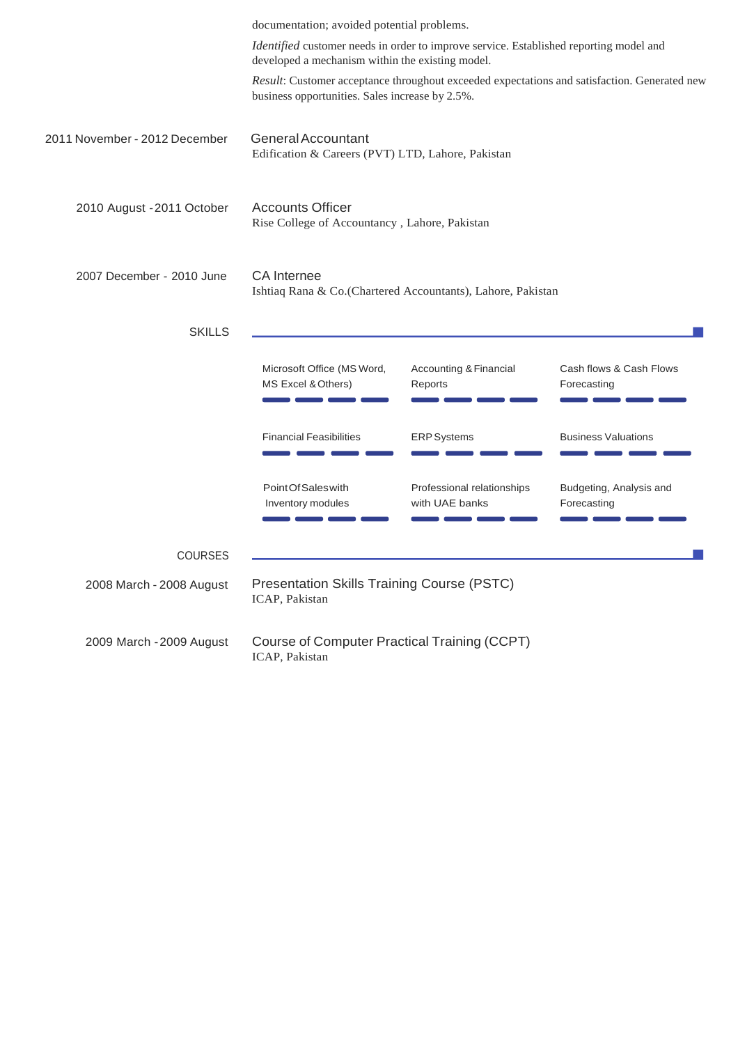documentation; avoided potential problems.

*Identified* customer needs in order to improve service. Established reporting model and developed a mechanism within the existing model.

*Result*: Customer acceptance throughout exceeded expectations and satisfaction. Generated new business opportunities. Sales increase by 2.5%.

2011 November - 2012 December

### General Accountant
Edification & Careers (PVT) LTD, Lahore, Pakistan

2010 August - 2011 October

### Accounts Officer
Rise College of Accountancy , Lahore, Pakistan

2007 December - 2010 June

### CA Internee
Ishtiaq Rana & Co.(Chartered Accountants), Lahore, Pakistan

## SKILLS

- Microsoft Office (MS Word, MS Excel & Others)
- Accounting & Financial Reports
- Cash flows & Cash Flows Forecasting
- Financial Feasibilities
- ERP Systems
- Business Valuations
- Point Of Sales with Inventory modules
- Professional relationships with UAE banks
- Budgeting, Analysis and Forecasting

## COURSES

2008 March - 2008 August

### Presentation Skills Training Course (PSTC)
ICAP, Pakistan

2009 March - 2009 August

### Course of Computer Practical Training (CCPT)
ICAP, Pakistan